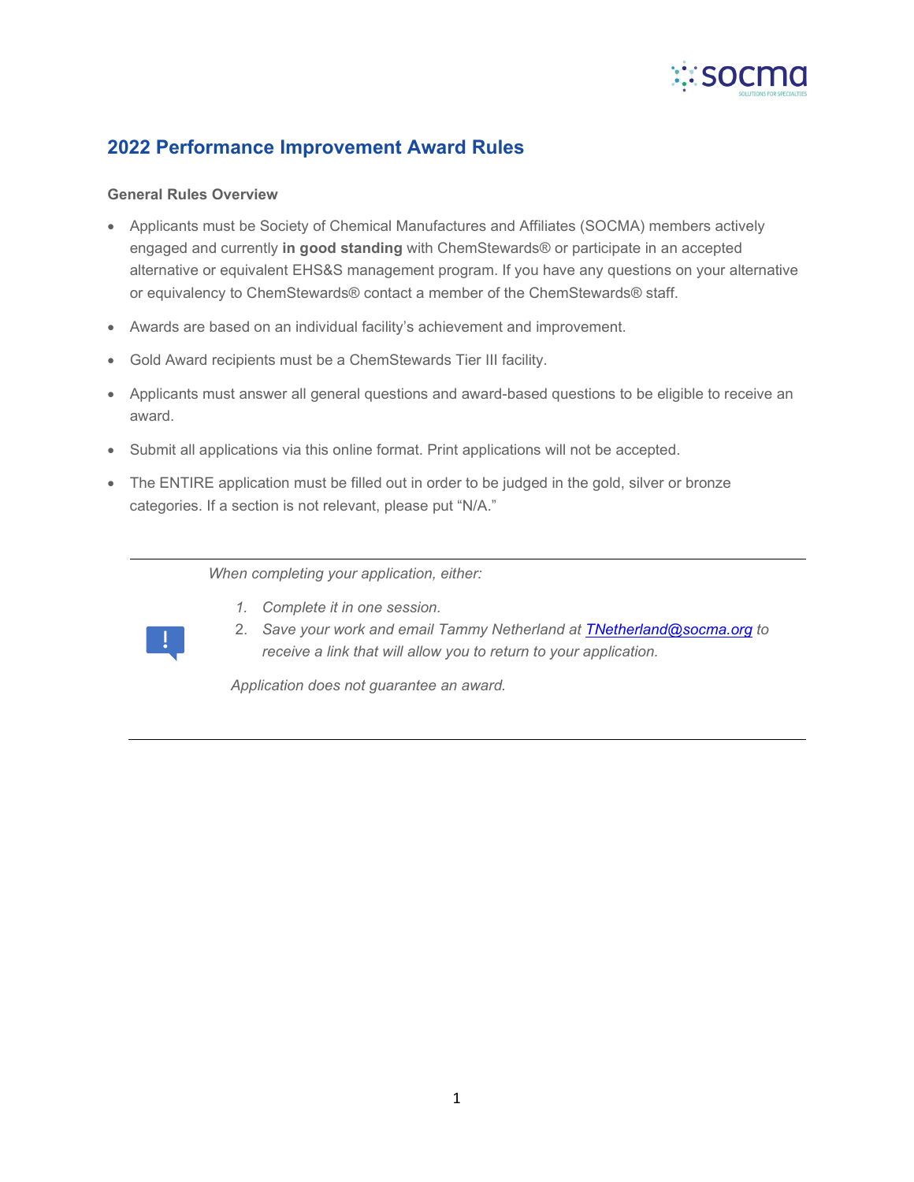# 2022 Performance Improvement Award Rules

**General Rules Overview**

- Applicants must be Society of Chemical Manufactures and Affiliates (SOCMA) members actively engaged and currently **in good standing** with ChemStewards® or participate in an accepted alternative or equivalent EHS&S management program. If you have any questions on your alternative or equivalency to ChemStewards® contact a member of the ChemStewards® staff.
- Awards are based on an individual facility's achievement and improvement.
- Gold Award recipients must be a ChemStewards Tier III facility.
- Applicants must answer all general questions and award-based questions to be eligible to receive an award.
- Submit all applications via this online format. Print applications will not be accepted.
- The ENTIRE application must be filled out in order to be judged in the gold, silver or bronze categories. If a section is not relevant, please put "N/A."

---

*When completing your application, either:*

1. *Complete it in one session.*
2. *Save your work and email Tammy Netherland at [TNetherland@socma.org](mailto:TNetherland@socma.org) to receive a link that will allow you to return to your application.*

*Application does not guarantee an award.*

---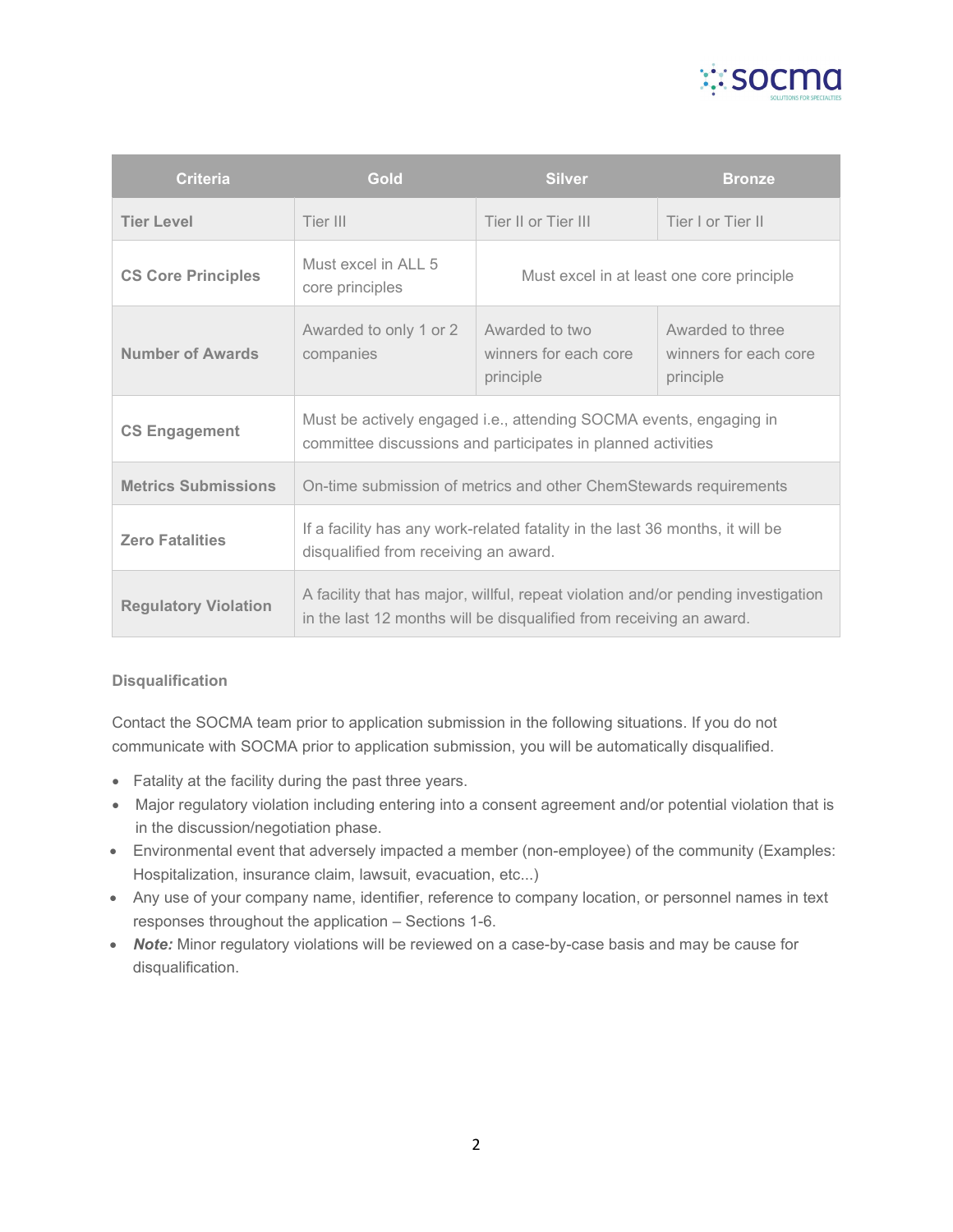| Criteria | Gold | Silver | Bronze |
| --- | --- | --- | --- |
| **Tier Level** | Tier III | Tier II or Tier III | Tier I or Tier II |
| **CS Core Principles** | Must excel in ALL 5 core principles | Must excel in at least one core principle | |
| **Number of Awards** | Awarded to only 1 or 2 companies | Awarded to two winners for each core principle | Awarded to three winners for each core principle |
| **CS Engagement** | Must be actively engaged i.e., attending SOCMA events, engaging in committee discussions and participates in planned activities | | |
| **Metrics Submissions** | On-time submission of metrics and other ChemStewards requirements | | |
| **Zero Fatalities** | If a facility has any work-related fatality in the last 36 months, it will be disqualified from receiving an award. | | |
| **Regulatory Violation** | A facility that has major, willful, repeat violation and/or pending investigation in the last 12 months will be disqualified from receiving an award. | | |

**Disqualification**

Contact the SOCMA team prior to application submission in the following situations. If you do not communicate with SOCMA prior to application submission, you will be automatically disqualified.

- Fatality at the facility during the past three years.
- Major regulatory violation including entering into a consent agreement and/or potential violation that is in the discussion/negotiation phase.
- Environmental event that adversely impacted a member (non-employee) of the community (Examples: Hospitalization, insurance claim, lawsuit, evacuation, etc...)
- Any use of your company name, identifier, reference to company location, or personnel names in text responses throughout the application – Sections 1-6.
- ***Note:*** Minor regulatory violations will be reviewed on a case-by-case basis and may be cause for disqualification.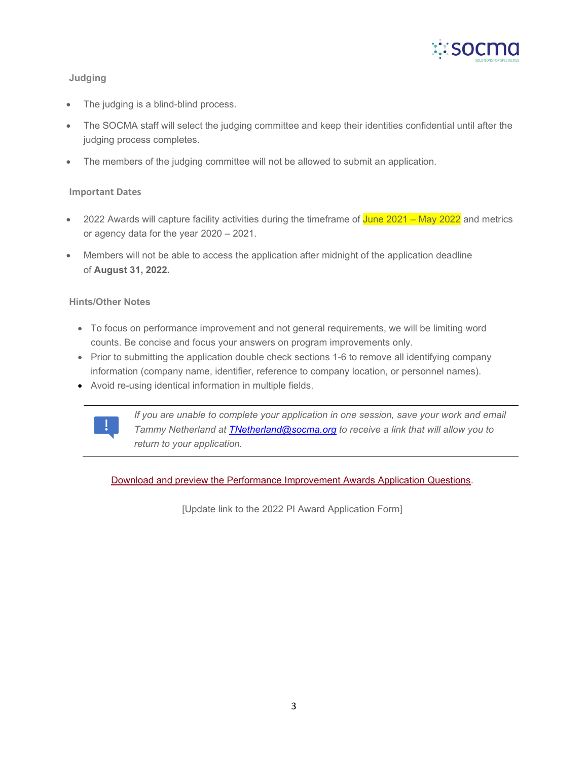### Judging

- The judging is a blind-blind process.
- The SOCMA staff will select the judging committee and keep their identities confidential until after the judging process completes.
- The members of the judging committee will not be allowed to submit an application.

### Important Dates

- 2022 Awards will capture facility activities during the timeframe of June 2021 – May 2022 and metrics or agency data for the year 2020 – 2021.
- Members will not be able to access the application after midnight of the application deadline of **August 31, 2022.**

### Hints/Other Notes

- To focus on performance improvement and not general requirements, we will be limiting word counts. Be concise and focus your answers on program improvements only.
- Prior to submitting the application double check sections 1-6 to remove all identifying company information (company name, identifier, reference to company location, or personnel names).
- Avoid re-using identical information in multiple fields.

---

*If you are unable to complete your application in one session, save your work and email Tammy Netherland at TNetherland@socma.org to receive a link that will allow you to return to your application.*

---

Download and preview the Performance Improvement Awards Application Questions.

[Update link to the 2022 PI Award Application Form]